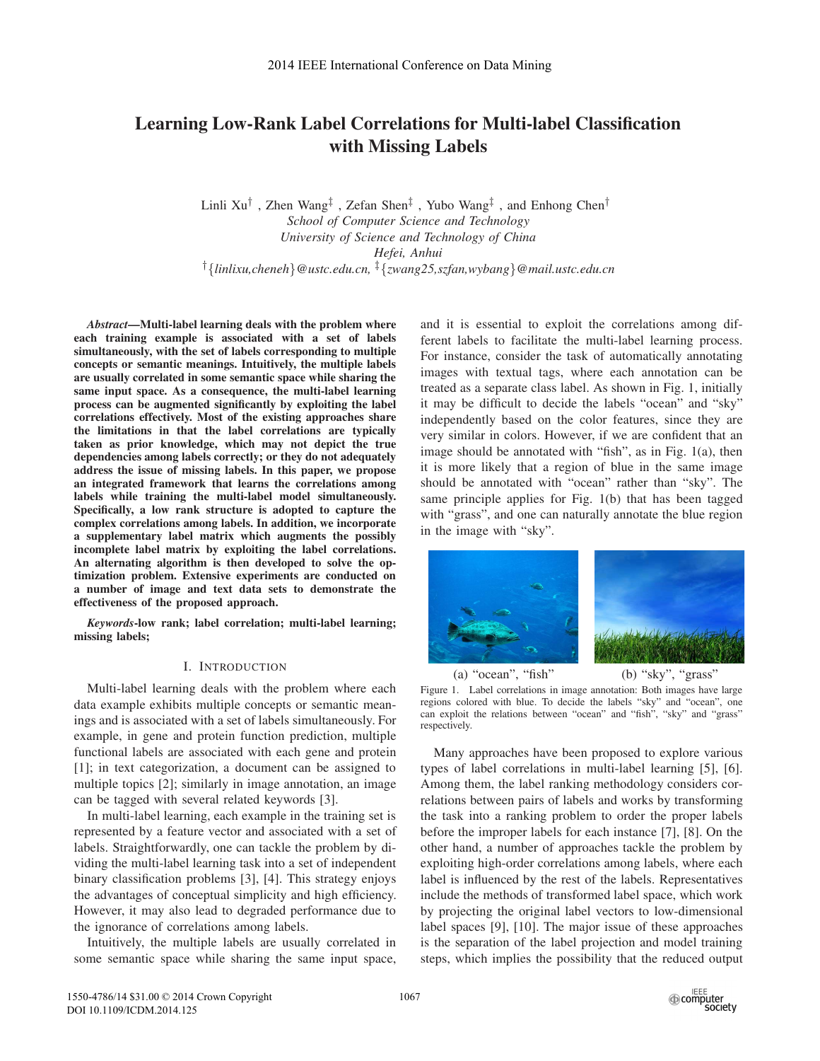# Learning Low-Rank Label Correlations for Multi-label Classification with Missing Labels

Linli Xu[†], Zhen Wang[‡], Zefan Shen[‡], Yubo Wang[‡], and Enhong Chen[†]

*School of Computer Science and Technology*
*University of Science and Technology of China*
*Hefei, Anhui*
[†]{*linlixu,cheneh*}*@ustc.edu.cn*, [‡]{*zwang25,szfan,wybang*}*@mail.ustc.edu.cn*

***Abstract*—Multi-label learning deals with the problem where each training example is associated with a set of labels simultaneously, with the set of labels corresponding to multiple concepts or semantic meanings. Intuitively, the multiple labels are usually correlated in some semantic space while sharing the same input space. As a consequence, the multi-label learning process can be augmented significantly by exploiting the label correlations effectively. Most of the existing approaches share the limitations in that the label correlations are typically taken as prior knowledge, which may not depict the true dependencies among labels correctly; or they do not adequately address the issue of missing labels. In this paper, we propose an integrated framework that learns the correlations among labels while training the multi-label model simultaneously. Specifically, a low rank structure is adopted to capture the complex correlations among labels. In addition, we incorporate a supplementary label matrix which augments the possibly incomplete label matrix by exploiting the label correlations. An alternating algorithm is then developed to solve the optimization problem. Extensive experiments are conducted on a number of image and text data sets to demonstrate the effectiveness of the proposed approach.**

***Keywords*-low rank; label correlation; multi-label learning; missing labels;**

## I. Introduction

Multi-label learning deals with the problem where each data example exhibits multiple concepts or semantic meanings and is associated with a set of labels simultaneously. For example, in gene and protein function prediction, multiple functional labels are associated with each gene and protein [1]; in text categorization, a document can be assigned to multiple topics [2]; similarly in image annotation, an image can be tagged with several related keywords [3].

In multi-label learning, each example in the training set is represented by a feature vector and associated with a set of labels. Straightforwardly, one can tackle the problem by dividing the multi-label learning task into a set of independent binary classification problems [3], [4]. This strategy enjoys the advantages of conceptual simplicity and high efficiency. However, it may also lead to degraded performance due to the ignorance of correlations among labels.

Intuitively, the multiple labels are usually correlated in some semantic space while sharing the same input space, and it is essential to exploit the correlations among different labels to facilitate the multi-label learning process. For instance, consider the task of automatically annotating images with textual tags, where each annotation can be treated as a separate class label. As shown in Fig. 1, initially it may be difficult to decide the labels "ocean" and "sky" independently based on the color features, since they are very similar in colors. However, if we are confident that an image should be annotated with "fish", as in Fig. 1(a), then it is more likely that a region of blue in the same image should be annotated with "ocean" rather than "sky". The same principle applies for Fig. 1(b) that has been tagged with "grass", and one can naturally annotate the blue region in the image with "sky".

(a) "ocean", "fish" (b) "sky", "grass"

Figure 1. Label correlations in image annotation: Both images have large regions colored with blue. To decide the labels "sky" and "ocean", one can exploit the relations between "ocean" and "fish", "sky" and "grass" respectively.

Many approaches have been proposed to explore various types of label correlations in multi-label learning [5], [6]. Among them, the label ranking methodology considers correlations between pairs of labels and works by transforming the task into a ranking problem to order the proper labels before the improper labels for each instance [7], [8]. On the other hand, a number of approaches tackle the problem by exploiting high-order correlations among labels, where each label is influenced by the rest of the labels. Representatives include the methods of transformed label space, which work by projecting the original label vectors to low-dimensional label spaces [9], [10]. The major issue of these approaches is the separation of the label projection and model training steps, which implies the possibility that the reduced output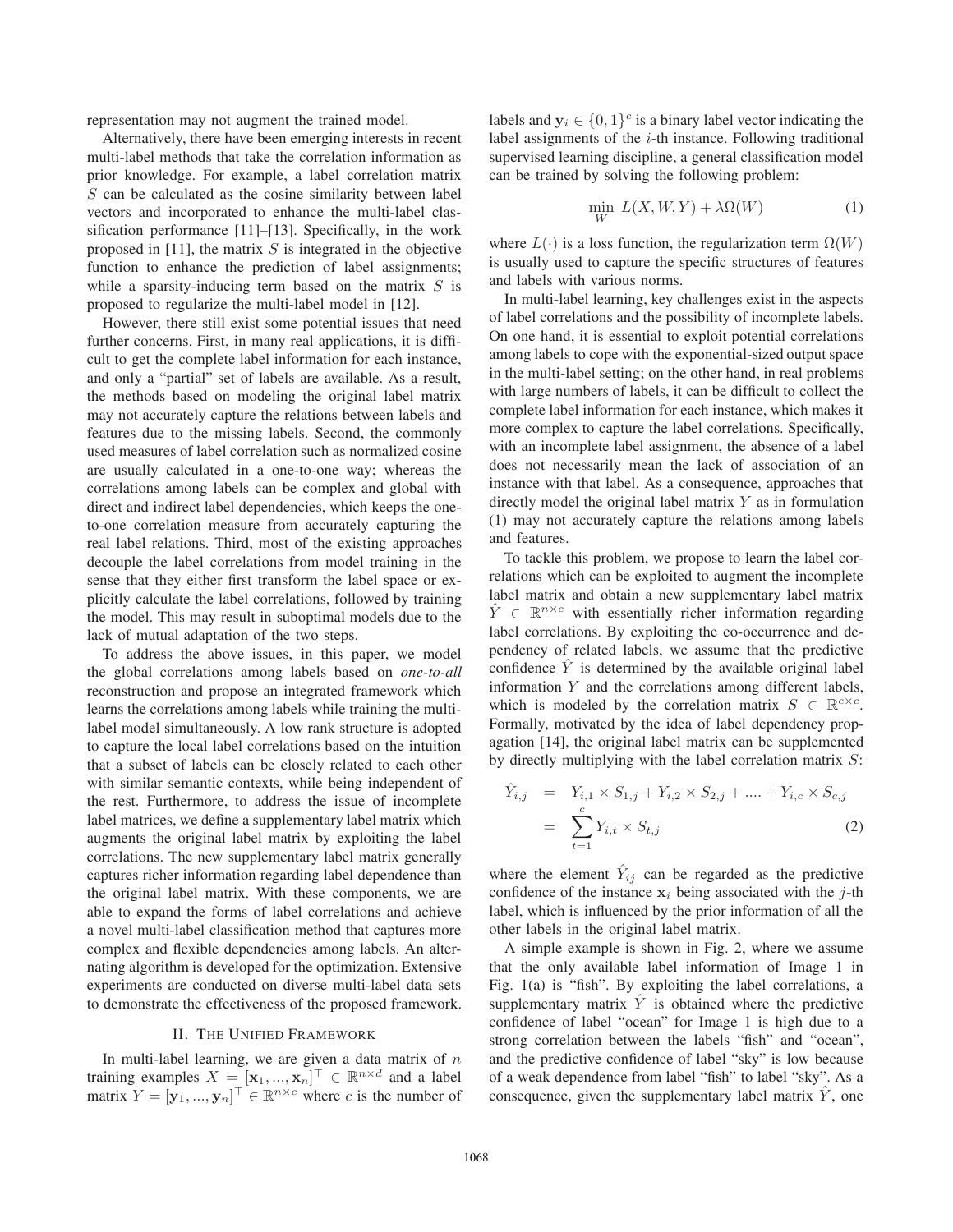representation may not augment the trained model.

Alternatively, there have been emerging interests in recent multi-label methods that take the correlation information as prior knowledge. For example, a label correlation matrix $S$ can be calculated as the cosine similarity between label vectors and incorporated to enhance the multi-label classification performance [11]–[13]. Specifically, in the work proposed in [11], the matrix $S$ is integrated in the objective function to enhance the prediction of label assignments; while a sparsity-inducing term based on the matrix $S$ is proposed to regularize the multi-label model in [12].

However, there still exist some potential issues that need further concerns. First, in many real applications, it is difficult to get the complete label information for each instance, and only a "partial" set of labels are available. As a result, the methods based on modeling the original label matrix may not accurately capture the relations between labels and features due to the missing labels. Second, the commonly used measures of label correlation such as normalized cosine are usually calculated in a one-to-one way; whereas the correlations among labels can be complex and global with direct and indirect label dependencies, which keeps the one-to-one correlation measure from accurately capturing the real label relations. Third, most of the existing approaches decouple the label correlations from model training in the sense that they either first transform the label space or explicitly calculate the label correlations, followed by training the model. This may result in suboptimal models due to the lack of mutual adaptation of the two steps.

To address the above issues, in this paper, we model the global correlations among labels based on *one-to-all* reconstruction and propose an integrated framework which learns the correlations among labels while training the multi-label model simultaneously. A low rank structure is adopted to capture the local label correlations based on the intuition that a subset of labels can be closely related to each other with similar semantic contexts, while being independent of the rest. Furthermore, to address the issue of incomplete label matrices, we define a supplementary label matrix which augments the original label matrix by exploiting the label correlations. The new supplementary label matrix generally captures richer information regarding label dependence than the original label matrix. With these components, we are able to expand the forms of label correlations and achieve a novel multi-label classification method that captures more complex and flexible dependencies among labels. An alternating algorithm is developed for the optimization. Extensive experiments are conducted on diverse multi-label data sets to demonstrate the effectiveness of the proposed framework.

## II. The Unified Framework

In multi-label learning, we are given a data matrix of $n$ training examples $X = [\mathbf{x}_1, ..., \mathbf{x}_n]^\top \in \mathbb{R}^{n \times d}$ and a label matrix $Y = [\mathbf{y}_1, ..., \mathbf{y}_n]^\top \in \mathbb{R}^{n \times c}$ where $c$ is the number of labels and $\mathbf{y}_i \in \{0, 1\}^c$ is a binary label vector indicating the label assignments of the $i$-th instance. Following traditional supervised learning discipline, a general classification model can be trained by solving the following problem:

$$\min_{W} \; L(X, W, Y) + \lambda \Omega(W) \tag{1}$$

where $L(\cdot)$ is a loss function, the regularization term $\Omega(W)$ is usually used to capture the specific structures of features and labels with various norms.

In multi-label learning, key challenges exist in the aspects of label correlations and the possibility of incomplete labels. On one hand, it is essential to exploit potential correlations among labels to cope with the exponential-sized output space in the multi-label setting; on the other hand, in real problems with large numbers of labels, it can be difficult to collect the complete label information for each instance, which makes it more complex to capture the label correlations. Specifically, with an incomplete label assignment, the absence of a label does not necessarily mean the lack of association of an instance with that label. As a consequence, approaches that directly model the original label matrix $Y$ as in formulation (1) may not accurately capture the relations among labels and features.

To tackle this problem, we propose to learn the label correlations which can be exploited to augment the incomplete label matrix and obtain a new supplementary label matrix $\hat{Y} \in \mathbb{R}^{n \times c}$ with essentially richer information regarding label correlations. By exploiting the co-occurrence and dependency of related labels, we assume that the predictive confidence $\hat{Y}$ is determined by the available original label information $Y$ and the correlations among different labels, which is modeled by the correlation matrix $S \in \mathbb{R}^{c \times c}$. Formally, motivated by the idea of label dependency propagation [14], the original label matrix can be supplemented by directly multiplying with the label correlation matrix $S$:

$$\begin{aligned} \hat{Y}_{i,j} &= Y_{i,1} \times S_{1,j} + Y_{i,2} \times S_{2,j} + .... + Y_{i,c} \times S_{c,j} \\ &= \sum_{t=1}^{c} Y_{i,t} \times S_{t,j} \end{aligned} \tag{2}$$

where the element $\hat{Y}_{ij}$ can be regarded as the predictive confidence of the instance $\mathbf{x}_i$ being associated with the $j$-th label, which is influenced by the prior information of all the other labels in the original label matrix.

A simple example is shown in Fig. 2, where we assume that the only available label information of Image 1 in Fig. 1(a) is "fish". By exploiting the label correlations, a supplementary matrix $\hat{Y}$ is obtained where the predictive confidence of label "ocean" for Image 1 is high due to a strong correlation between the labels "fish" and "ocean", and the predictive confidence of label "sky" is low because of a weak dependence from label "fish" to label "sky". As a consequence, given the supplementary label matrix $\hat{Y}$, one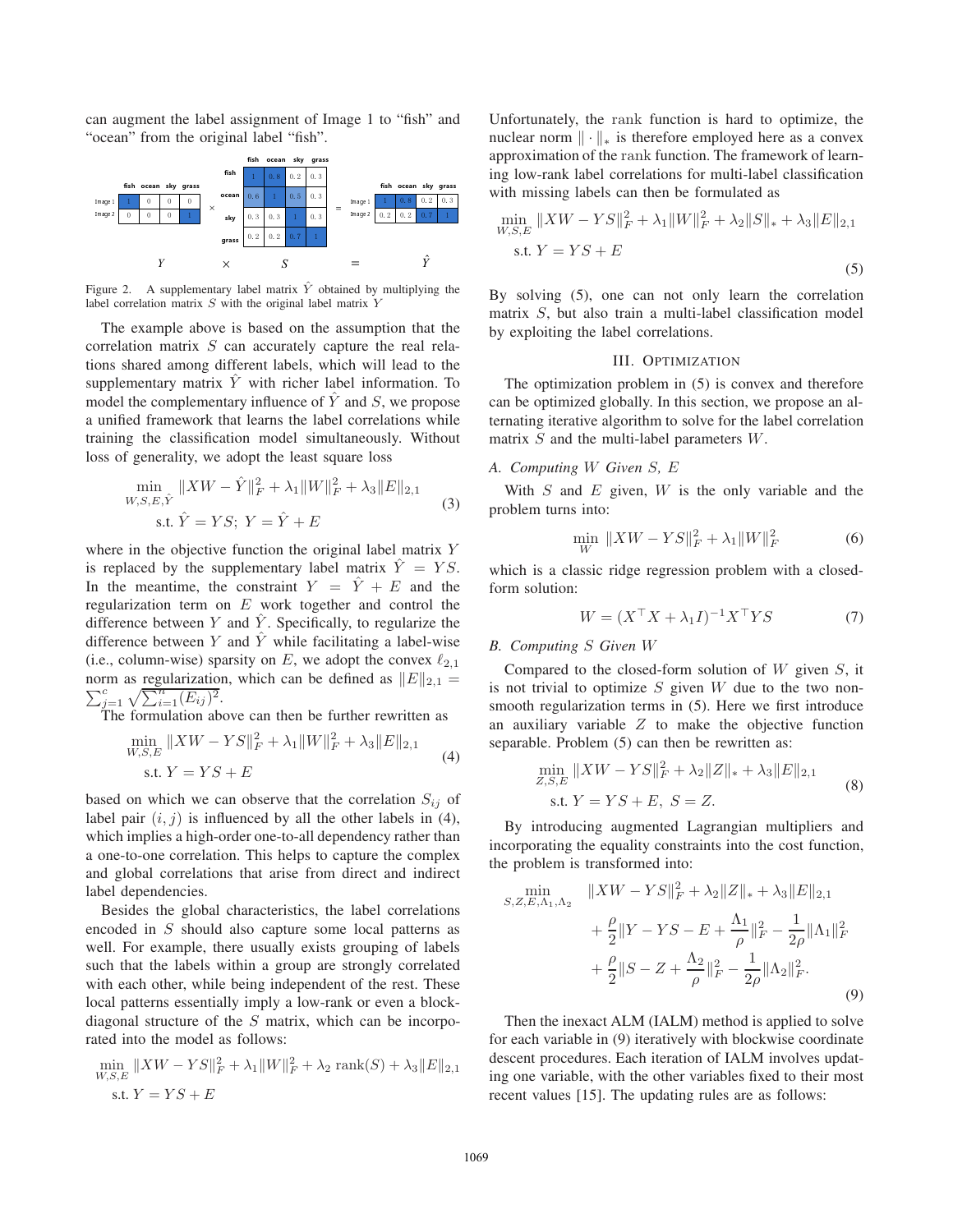can augment the label assignment of Image 1 to "fish" and "ocean" from the original label "fish".

| | fish | ocean | sky | grass |
|---|---|---|---|---|
| Image 1 | 1 | 0 | 0 | 0 |
| Image 2 | 0 | 0 | 0 | 1 |

$\times$

| | fish | ocean | sky | grass |
|---|---|---|---|---|
| fish | 1 | 0.8 | 0.2 | 0.3 |
| ocean | 0.6 | 1 | 0.5 | 0.3 |
| sky | 0.3 | 0.3 | 1 | 0.3 |
| grass | 0.2 | 0.2 | 0.7 | 1 |

$=$

| | fish | ocean | sky | grass |
|---|---|---|---|---|
| Image 1 | 1 | 0.8 | 0.2 | 0.3 |
| Image 2 | 0.2 | 0.2 | 0.7 | 1 |

$Y \quad \times \quad S \quad = \quad \hat{Y}$

Figure 2. A supplementary label matrix $\hat{Y}$ obtained by multiplying the label correlation matrix $S$ with the original label matrix $Y$

The example above is based on the assumption that the correlation matrix $S$ can accurately capture the real relations shared among different labels, which will lead to the supplementary matrix $\hat{Y}$ with richer label information. To model the complementary influence of $\hat{Y}$ and $S$, we propose a unified framework that learns the label correlations while training the classification model simultaneously. Without loss of generality, we adopt the least square loss

$$\begin{aligned} \min_{W,S,E,\hat{Y}} \ & \|XW - \hat{Y}\|_F^2 + \lambda_1 \|W\|_F^2 + \lambda_3 \|E\|_{2,1} \\ \text{s.t. } & \hat{Y} = YS; \ Y = \hat{Y} + E \end{aligned} \tag{3}$$

where in the objective function the original label matrix $Y$ is replaced by the supplementary label matrix $\hat{Y} = YS$. In the meantime, the constraint $Y = \hat{Y} + E$ and the regularization term on $E$ work together and control the difference between $Y$ and $\hat{Y}$. Specifically, to regularize the difference between $Y$ and $\hat{Y}$ while facilitating a label-wise (i.e., column-wise) sparsity on $E$, we adopt the convex $\ell_{2,1}$ norm as regularization, which can be defined as $\|E\|_{2,1} = \sum_{j=1}^{c} \sqrt{\sum_{i=1}^{n} (E_{ij})^2}$.

The formulation above can then be further rewritten as

$$\begin{aligned} \min_{W,S,E} \ & \|XW - YS\|_F^2 + \lambda_1 \|W\|_F^2 + \lambda_3 \|E\|_{2,1} \\ \text{s.t. } & Y = YS + E \end{aligned} \tag{4}$$

based on which we can observe that the correlation $S_{ij}$ of label pair $(i, j)$ is influenced by all the other labels in (4), which implies a high-order one-to-all dependency rather than a one-to-one correlation. This helps to capture the complex and global correlations that arise from direct and indirect label dependencies.

Besides the global characteristics, the label correlations encoded in $S$ should also capture some local patterns as well. For example, there usually exists grouping of labels such that the labels within a group are strongly correlated with each other, while being independent of the rest. These local patterns essentially imply a low-rank or even a block-diagonal structure of the $S$ matrix, which can be incorporated into the model as follows:

$$\begin{aligned} \min_{W,S,E} \ & \|XW - YS\|_F^2 + \lambda_1 \|W\|_F^2 + \lambda_2 \operatorname{rank}(S) + \lambda_3 \|E\|_{2,1} \\ \text{s.t. } & Y = YS + E \end{aligned}$$

Unfortunately, the rank function is hard to optimize, the nuclear norm $\|\cdot\|_*$ is therefore employed here as a convex approximation of the rank function. The framework of learning low-rank label correlations for multi-label classification with missing labels can then be formulated as

$$\begin{aligned} \min_{W,S,E} \ & \|XW - YS\|_F^2 + \lambda_1 \|W\|_F^2 + \lambda_2 \|S\|_* + \lambda_3 \|E\|_{2,1} \\ \text{s.t. } & Y = YS + E \end{aligned} \tag{5}$$

By solving (5), one can not only learn the correlation matrix $S$, but also train a multi-label classification model by exploiting the label correlations.

## III. Optimization

The optimization problem in (5) is convex and therefore can be optimized globally. In this section, we propose an alternating iterative algorithm to solve for the label correlation matrix $S$ and the multi-label parameters $W$.

### A. Computing $W$ Given $S$, $E$

With $S$ and $E$ given, $W$ is the only variable and the problem turns into:

$$\min_{W} \ \|XW - YS\|_F^2 + \lambda_1 \|W\|_F^2 \tag{6}$$

which is a classic ridge regression problem with a closed-form solution:

$$W = (X^\top X + \lambda_1 I)^{-1} X^\top YS \tag{7}$$

### B. Computing $S$ Given $W$

Compared to the closed-form solution of $W$ given $S$, it is not trivial to optimize $S$ given $W$ due to the two non-smooth regularization terms in (5). Here we first introduce an auxiliary variable $Z$ to make the objective function separable. Problem (5) can then be rewritten as:

$$\begin{aligned} \min_{Z,S,E} \ & \|XW - YS\|_F^2 + \lambda_2 \|Z\|_* + \lambda_3 \|E\|_{2,1} \\ \text{s.t. } & Y = YS + E, \ S = Z. \end{aligned} \tag{8}$$

By introducing augmented Lagrangian multipliers and incorporating the equality constraints into the cost function, the problem is transformed into:

$$\begin{aligned} \min_{S,Z,E,\Lambda_1,\Lambda_2} \quad & \|XW - YS\|_F^2 + \lambda_2 \|Z\|_* + \lambda_3 \|E\|_{2,1} \\ & + \frac{\rho}{2} \|Y - YS - E + \frac{\Lambda_1}{\rho}\|_F^2 - \frac{1}{2\rho} \|\Lambda_1\|_F^2 \\ & + \frac{\rho}{2} \|S - Z + \frac{\Lambda_2}{\rho}\|_F^2 - \frac{1}{2\rho} \|\Lambda_2\|_F^2. \end{aligned} \tag{9}$$

Then the inexact ALM (IALM) method is applied to solve for each variable in (9) iteratively with blockwise coordinate descent procedures. Each iteration of IALM involves updating one variable, with the other variables fixed to their most recent values [15]. The updating rules are as follows: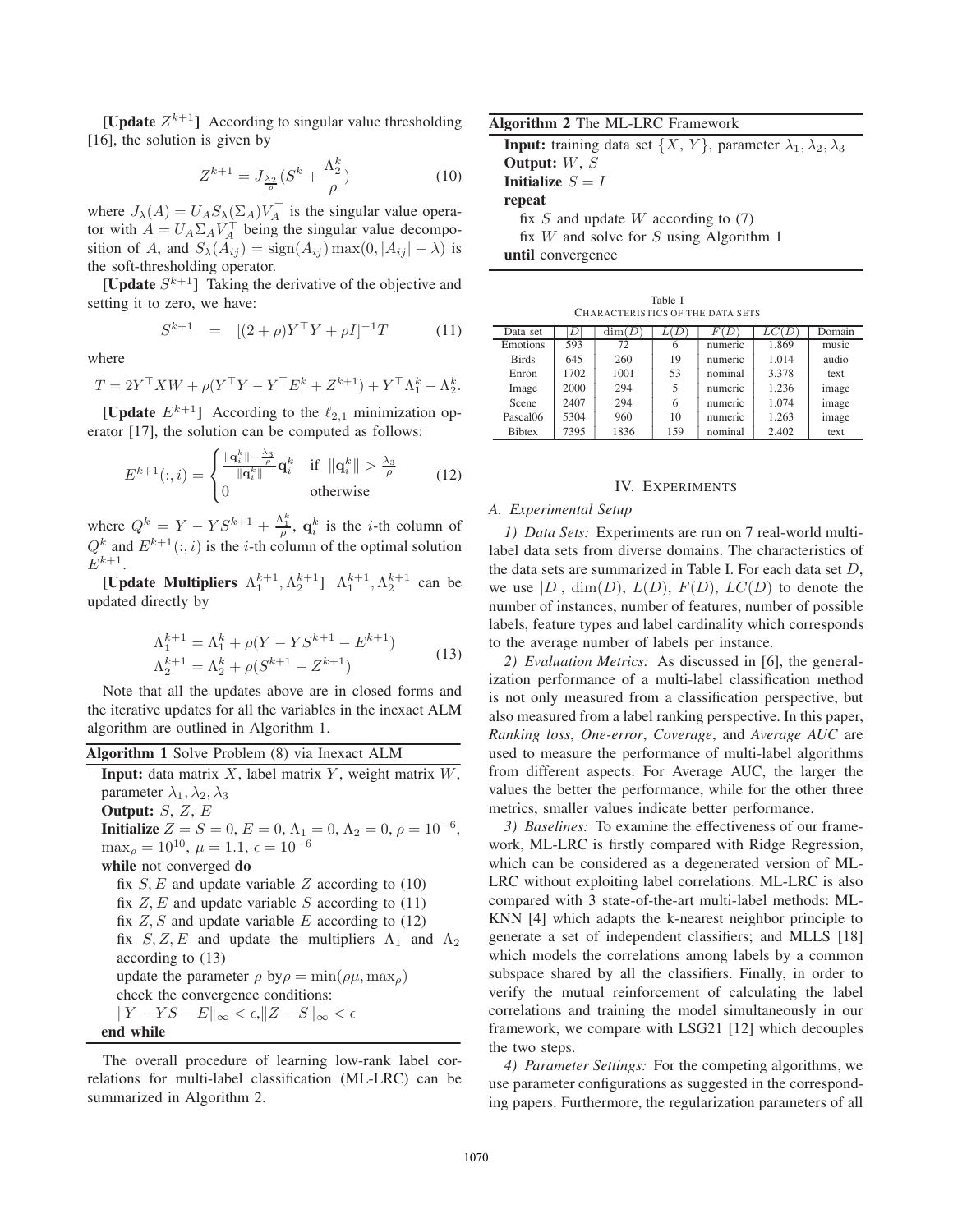**[Update $Z^{k+1}$]** According to singular value thresholding [16], the solution is given by

$$Z^{k+1} = J_{\frac{\lambda_2}{\rho}}(S^k + \frac{\Lambda_2^k}{\rho}) \tag{10}$$

where $J_\lambda(A) = U_A S_\lambda(\Sigma_A) V_A^\top$ is the singular value operator with $A = U_A \Sigma_A V_A^\top$ being the singular value decomposition of $A$, and $S_\lambda(A_{ij}) = \text{sign}(A_{ij}) \max(0, |A_{ij}| - \lambda)$ is the soft-thresholding operator.

**[Update $S^{k+1}$]** Taking the derivative of the objective and setting it to zero, we have:

$$S^{k+1} \quad = \quad [(2+\rho)Y^\top Y + \rho I]^{-1} T \tag{11}$$

where

$$T = 2Y^\top XW + \rho(Y^\top Y - Y^\top E^k + Z^{k+1}) + Y^\top \Lambda_1^k - \Lambda_2^k.$$

**[Update $E^{k+1}$]** According to the $\ell_{2,1}$ minimization operator [17], the solution can be computed as follows:

$$E^{k+1}(:,i) = \begin{cases} \frac{\|\mathbf{q}_i^k\| - \frac{\lambda_3}{\rho}}{\|\mathbf{q}_i^k\|}\mathbf{q}_i^k & \text{if } \|\mathbf{q}_i^k\| > \frac{\lambda_3}{\rho} \\ 0 & \text{otherwise} \end{cases} \tag{12}$$

where $Q^k = Y - YS^{k+1} + \frac{\Lambda_1^k}{\rho}$, $\mathbf{q}_i^k$ is the $i$-th column of $Q^k$ and $E^{k+1}(:,i)$ is the $i$-th column of the optimal solution $E^{k+1}$.

**[Update Multipliers $\Lambda_1^{k+1}, \Lambda_2^{k+1}$]** $\Lambda_1^{k+1}, \Lambda_2^{k+1}$ can be updated directly by

$$\begin{aligned} \Lambda_1^{k+1} &= \Lambda_1^k + \rho(Y - YS^{k+1} - E^{k+1}) \\ \Lambda_2^{k+1} &= \Lambda_2^k + \rho(S^{k+1} - Z^{k+1}) \end{aligned} \tag{13}$$

Note that all the updates above are in closed forms and the iterative updates for all the variables in the inexact ALM algorithm are outlined in Algorithm 1.

**Algorithm 1** Solve Problem (8) via Inexact ALM

```
Input: data matrix X, label matrix Y, weight matrix W,
parameter λ1, λ2, λ3
Output: S, Z, E
Initialize Z = S = 0, E = 0, Λ1 = 0, Λ2 = 0, ρ = 10^-6,
max_ρ = 10^10, μ = 1.1, ε = 10^-6
while not converged do
  fix S, E and update variable Z according to (10)
  fix Z, E and update variable S according to (11)
  fix Z, S and update variable E according to (12)
  fix S, Z, E and update the multipliers Λ1 and Λ2
  according to (13)
  update the parameter ρ by ρ = min(ρμ, max_ρ)
  check the convergence conditions:
  ||Y − YS − E||_∞ < ε, ||Z − S||_∞ < ε
end while
```

The overall procedure of learning low-rank label correlations for multi-label classification (ML-LRC) can be summarized in Algorithm 2.

**Algorithm 2** The ML-LRC Framework

```
Input: training data set {X, Y}, parameter λ1, λ2, λ3
Output: W, S
Initialize S = I
repeat
  fix S and update W according to (7)
  fix W and solve for S using Algorithm 1
until convergence
```

Table I
CHARACTERISTICS OF THE DATA SETS

| Data set | $\|D\|$ | $\dim(D)$ | $L(D)$ | $F(D)$ | $LC(D)$ | Domain |
|---|---|---|---|---|---|---|
| Emotions | 593 | 72 | 6 | numeric | 1.869 | music |
| Birds | 645 | 260 | 19 | numeric | 1.014 | audio |
| Enron | 1702 | 1001 | 53 | nominal | 3.378 | text |
| Image | 2000 | 294 | 5 | numeric | 1.236 | image |
| Scene | 2407 | 294 | 6 | numeric | 1.074 | image |
| Pascal06 | 5304 | 960 | 10 | numeric | 1.263 | image |
| Bibtex | 7395 | 1836 | 159 | nominal | 2.402 | text |

## IV. EXPERIMENTS

### A. Experimental Setup

*1) Data Sets:* Experiments are run on 7 real-world multi-label data sets from diverse domains. The characteristics of the data sets are summarized in Table I. For each data set $D$, we use $|D|$, $\dim(D)$, $L(D)$, $F(D)$, $LC(D)$ to denote the number of instances, number of features, number of possible labels, feature types and label cardinality which corresponds to the average number of labels per instance.

*2) Evaluation Metrics:* As discussed in [6], the generalization performance of a multi-label classification method is not only measured from a classification perspective, but also measured from a label ranking perspective. In this paper, *Ranking loss*, *One-error*, *Coverage*, and *Average AUC* are used to measure the performance of multi-label algorithms from different aspects. For Average AUC, the larger the values the better the performance, while for the other three metrics, smaller values indicate better performance.

*3) Baselines:* To examine the effectiveness of our framework, ML-LRC is firstly compared with Ridge Regression, which can be considered as a degenerated version of ML-LRC without exploiting label correlations. ML-LRC is also compared with 3 state-of-the-art multi-label methods: ML-KNN [4] which adapts the k-nearest neighbor principle to generate a set of independent classifiers; and MLLS [18] which models the correlations among labels by a common subspace shared by all the classifiers. Finally, in order to verify the mutual reinforcement of calculating the label correlations and training the model simultaneously in our framework, we compare with LSG21 [12] which decouples the two steps.

*4) Parameter Settings:* For the competing algorithms, we use parameter configurations as suggested in the corresponding papers. Furthermore, the regularization parameters of all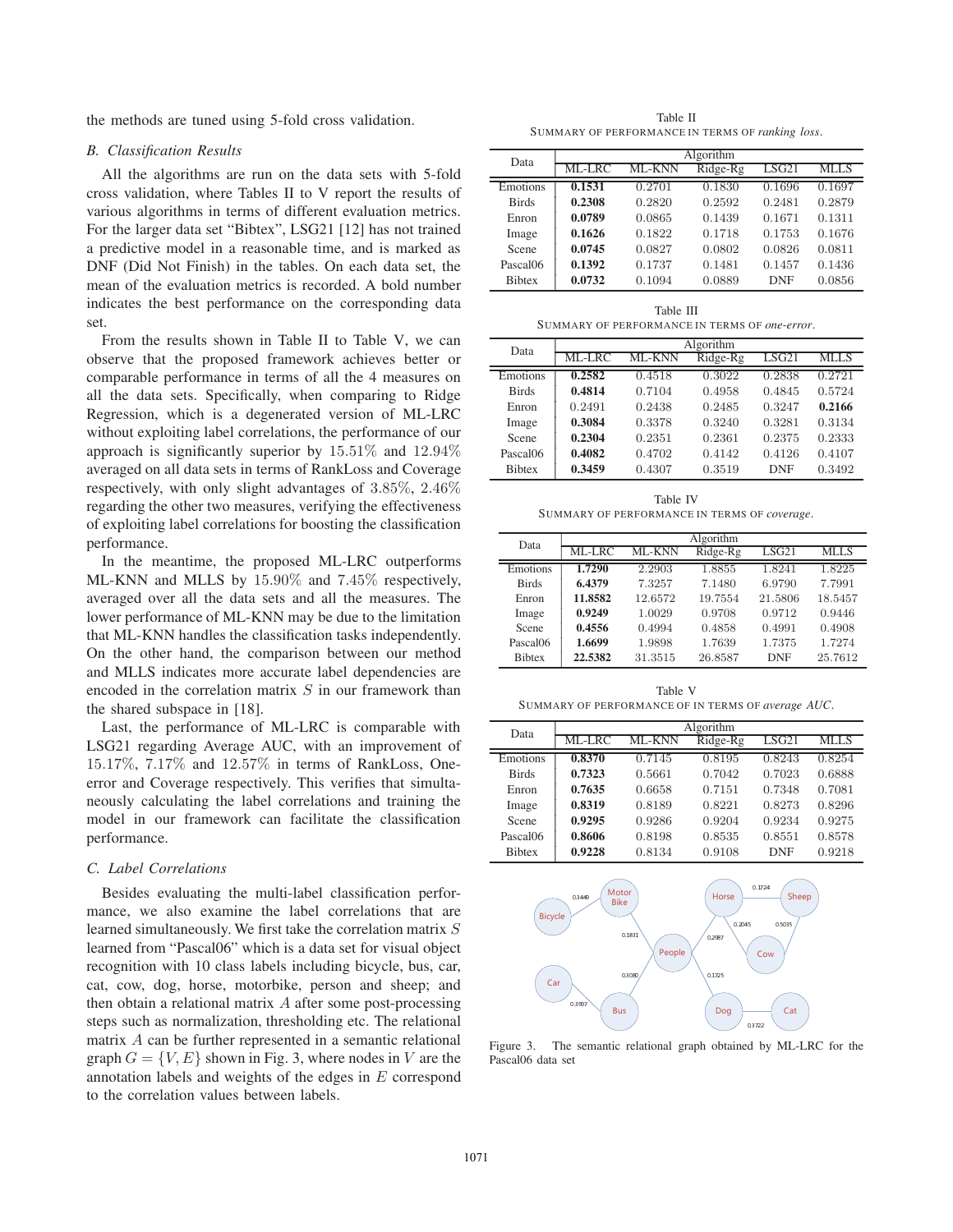the methods are tuned using 5-fold cross validation.

### B. Classification Results

All the algorithms are run on the data sets with 5-fold cross validation, where Tables II to V report the results of various algorithms in terms of different evaluation metrics. For the larger data set "Bibtex", LSG21 [12] has not trained a predictive model in a reasonable time, and is marked as DNF (Did Not Finish) in the tables. On each data set, the mean of the evaluation metrics is recorded. A bold number indicates the best performance on the corresponding data set.

From the results shown in Table II to Table V, we can observe that the proposed framework achieves better or comparable performance in terms of all the 4 measures on all the data sets. Specifically, when comparing to Ridge Regression, which is a degenerated version of ML-LRC without exploiting label correlations, the performance of our approach is significantly superior by 15.51% and 12.94% averaged on all data sets in terms of RankLoss and Coverage respectively, with only slight advantages of 3.85%, 2.46% regarding the other two measures, verifying the effectiveness of exploiting label correlations for boosting the classification performance.

In the meantime, the proposed ML-LRC outperforms ML-KNN and MLLS by 15.90% and 7.45% respectively, averaged over all the data sets and all the measures. The lower performance of ML-KNN may be due to the limitation that ML-KNN handles the classification tasks independently. On the other hand, the comparison between our method and MLLS indicates more accurate label dependencies are encoded in the correlation matrix $S$ in our framework than the shared subspace in [18].

Last, the performance of ML-LRC is comparable with LSG21 regarding Average AUC, with an improvement of 15.17%, 7.17% and 12.57% in terms of RankLoss, One-error and Coverage respectively. This verifies that simultaneously calculating the label correlations and training the model in our framework can facilitate the classification performance.

### C. Label Correlations

Besides evaluating the multi-label classification performance, we also examine the label correlations that are learned simultaneously. We first take the correlation matrix $S$ learned from "Pascal06" which is a data set for visual object recognition with 10 class labels including bicycle, bus, car, cat, cow, dog, horse, motorbike, person and sheep; and then obtain a relational matrix $A$ after some post-processing steps such as normalization, thresholding etc. The relational matrix $A$ can be further represented in a semantic relational graph $G = \{V, E\}$ shown in Fig. 3, where nodes in $V$ are the annotation labels and weights of the edges in $E$ correspond to the correlation values between labels.

Table II
SUMMARY OF PERFORMANCE IN TERMS OF *ranking loss*.

| Data | Algorithm | | | | |
|---|---|---|---|---|---|
| | ML-LRC | ML-KNN | Ridge-Rg | LSG21 | MLLS |
| Emotions | **0.1531** | 0.2701 | 0.1830 | 0.1696 | 0.1697 |
| Birds | **0.2308** | 0.2820 | 0.2592 | 0.2481 | 0.2879 |
| Enron | **0.0789** | 0.0865 | 0.1439 | 0.1671 | 0.1311 |
| Image | **0.1626** | 0.1822 | 0.1718 | 0.1753 | 0.1676 |
| Scene | **0.0745** | 0.0827 | 0.0802 | 0.0826 | 0.0811 |
| Pascal06 | **0.1392** | 0.1737 | 0.1481 | 0.1457 | 0.1436 |
| Bibtex | **0.0732** | 0.1094 | 0.0889 | DNF | 0.0856 |

Table III
SUMMARY OF PERFORMANCE IN TERMS OF *one-error*.

| Data | Algorithm | | | | |
|---|---|---|---|---|---|
| | ML-LRC | ML-KNN | Ridge-Rg | LSG21 | MLLS |
| Emotions | **0.2582** | 0.4518 | 0.3022 | 0.2838 | 0.2721 |
| Birds | **0.4814** | 0.7104 | 0.4958 | 0.4845 | 0.5724 |
| Enron | 0.2491 | 0.2438 | 0.2485 | 0.3247 | **0.2166** |
| Image | **0.3084** | 0.3378 | 0.3240 | 0.3281 | 0.3134 |
| Scene | **0.2304** | 0.2351 | 0.2361 | 0.2375 | 0.2333 |
| Pascal06 | **0.4082** | 0.4702 | 0.4142 | 0.4126 | 0.4107 |
| Bibtex | **0.3459** | 0.4307 | 0.3519 | DNF | 0.3492 |

Table IV
SUMMARY OF PERFORMANCE IN TERMS OF *coverage*.

| Data | Algorithm | | | | |
|---|---|---|---|---|---|
| | ML-LRC | ML-KNN | Ridge-Rg | LSG21 | MLLS |
| Emotions | **1.7290** | 2.2903 | 1.8855 | 1.8241 | 1.8225 |
| Birds | **6.4379** | 7.3257 | 7.1480 | 6.9790 | 7.7991 |
| Enron | **11.8582** | 12.6572 | 19.7554 | 21.5806 | 18.5457 |
| Image | **0.9249** | 1.0029 | 0.9708 | 0.9712 | 0.9446 |
| Scene | **0.4556** | 0.4994 | 0.4858 | 0.4991 | 0.4908 |
| Pascal06 | **1.6699** | 1.9898 | 1.7639 | 1.7375 | 1.7274 |
| Bibtex | **22.5382** | 31.3515 | 26.8587 | DNF | 25.7612 |

Table V
SUMMARY OF PERFORMANCE OF IN TERMS OF *average AUC*.

| Data | Algorithm | | | | |
|---|---|---|---|---|---|
| | ML-LRC | ML-KNN | Ridge-Rg | LSG21 | MLLS |
| Emotions | **0.8370** | 0.7145 | 0.8195 | 0.8243 | 0.8254 |
| Birds | **0.7323** | 0.5661 | 0.7042 | 0.7023 | 0.6888 |
| Enron | **0.7635** | 0.6658 | 0.7151 | 0.7348 | 0.7081 |
| Image | **0.8319** | 0.8189 | 0.8221 | 0.8273 | 0.8296 |
| Scene | **0.9295** | 0.9286 | 0.9204 | 0.9234 | 0.9275 |
| Pascal06 | **0.8606** | 0.8198 | 0.8535 | 0.8551 | 0.8578 |
| Bibtex | **0.9228** | 0.8134 | 0.9108 | DNF | 0.9218 |

Figure 3. The semantic relational graph obtained by ML-LRC for the Pascal06 data set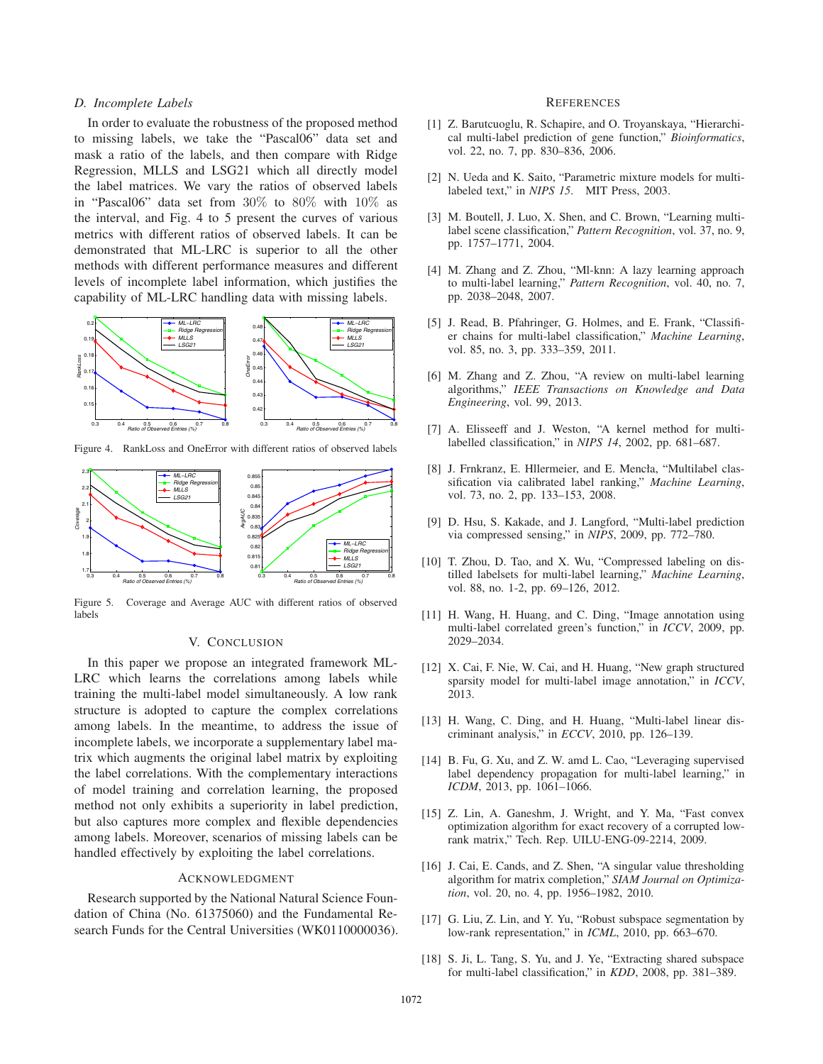### D. Incomplete Labels

In order to evaluate the robustness of the proposed method to missing labels, we take the "Pascal06" data set and mask a ratio of the labels, and then compare with Ridge Regression, MLLS and LSG21 which all directly model the label matrices. We vary the ratios of observed labels in "Pascal06" data set from 30% to 80% with 10% as the interval, and Fig. 4 to 5 present the curves of various metrics with different ratios of observed labels. It can be demonstrated that ML-LRC is superior to all the other methods with different performance measures and different levels of incomplete label information, which justifies the capability of ML-LRC handling data with missing labels.

RankLoss
0.2
0.19
0.18
0.17
0.16
0.15
0.3 0.4 0.5 0.6 0.7 0.8
Ratio of Observed Entries (%)
ML-LRC
Ridge Regression
MLLS
LSG21

OneError
0.48
0.47
0.46
0.45
0.44
0.43
0.42
0.3 0.4 0.5 0.6 0.7 0.8
Ratio of Observed Entries (%)
ML-LRC
Ridge Regression
MLLS
LSG21

Figure 4. RankLoss and OneError with different ratios of observed labels

Coverage
2.3
2.2
2.1
2
1.9
1.8
1.7
0.3 0.4 0.5 0.6 0.7 0.8
Ratio of Observed Entries (%)
ML-LRC
Ridge Regression
MLLS
LSG21

AvgAUC
0.855
0.85
0.845
0.84
0.835
0.83
0.825
0.82
0.815
0.81
0.3 0.4 0.5 0.6 0.7 0.8
Ratio of Observed Entries (%)
ML-LRC
Ridge Regression
MLLS
LSG21

Figure 5. Coverage and Average AUC with different ratios of observed labels

## V. Conclusion

In this paper we propose an integrated framework ML-LRC which learns the correlations among labels while training the multi-label model simultaneously. A low rank structure is adopted to capture the complex correlations among labels. In the meantime, to address the issue of incomplete labels, we incorporate a supplementary label matrix which augments the original label matrix by exploiting the label correlations. With the complementary interactions of model training and correlation learning, the proposed method not only exhibits a superiority in label prediction, but also captures more complex and flexible dependencies among labels. Moreover, scenarios of missing labels can be handled effectively by exploiting the label correlations.

## Acknowledgment

Research supported by the National Natural Science Foundation of China (No. 61375060) and the Fundamental Research Funds for the Central Universities (WK0110000036).

## References

[1] Z. Barutcuoglu, R. Schapire, and O. Troyanskaya, "Hierarchical multi-label prediction of gene function," *Bioinformatics*, vol. 22, no. 7, pp. 830–836, 2006.

[2] N. Ueda and K. Saito, "Parametric mixture models for multi-labeled text," in *NIPS 15*. MIT Press, 2003.

[3] M. Boutell, J. Luo, X. Shen, and C. Brown, "Learning multi-label scene classification," *Pattern Recognition*, vol. 37, no. 9, pp. 1757–1771, 2004.

[4] M. Zhang and Z. Zhou, "Ml-knn: A lazy learning approach to multi-label learning," *Pattern Recognition*, vol. 40, no. 7, pp. 2038–2048, 2007.

[5] J. Read, B. Pfahringer, G. Holmes, and E. Frank, "Classifier chains for multi-label classification," *Machine Learning*, vol. 85, no. 3, pp. 333–359, 2011.

[6] M. Zhang and Z. Zhou, "A review on multi-label learning algorithms," *IEEE Transactions on Knowledge and Data Engineering*, vol. 99, 2013.

[7] A. Elisseeff and J. Weston, "A kernel method for multi-labelled classification," in *NIPS 14*, 2002, pp. 681–687.

[8] J. Frnkranz, E. Hllermeier, and E. Mencła, "Multilabel classification via calibrated label ranking," *Machine Learning*, vol. 73, no. 2, pp. 133–153, 2008.

[9] D. Hsu, S. Kakade, and J. Langford, "Multi-label prediction via compressed sensing," in *NIPS*, 2009, pp. 772–780.

[10] T. Zhou, D. Tao, and X. Wu, "Compressed labeling on distilled labelsets for multi-label learning," *Machine Learning*, vol. 88, no. 1-2, pp. 69–126, 2012.

[11] H. Wang, H. Huang, and C. Ding, "Image annotation using multi-label correlated green's function," in *ICCV*, 2009, pp. 2029–2034.

[12] X. Cai, F. Nie, W. Cai, and H. Huang, "New graph structured sparsity model for multi-label image annotation," in *ICCV*, 2013.

[13] H. Wang, C. Ding, and H. Huang, "Multi-label linear discriminant analysis," in *ECCV*, 2010, pp. 126–139.

[14] B. Fu, G. Xu, and Z. W. amd L. Cao, "Leveraging supervised label dependency propagation for multi-label learning," in *ICDM*, 2013, pp. 1061–1066.

[15] Z. Lin, A. Ganeshm, J. Wright, and Y. Ma, "Fast convex optimization algorithm for exact recovery of a corrupted low-rank matrix," Tech. Rep. UILU-ENG-09-2214, 2009.

[16] J. Cai, E. Cands, and Z. Shen, "A singular value thresholding algorithm for matrix completion," *SIAM Journal on Optimization*, vol. 20, no. 4, pp. 1956–1982, 2010.

[17] G. Liu, Z. Lin, and Y. Yu, "Robust subspace segmentation by low-rank representation," in *ICML*, 2010, pp. 663–670.

[18] S. Ji, L. Tang, S. Yu, and J. Ye, "Extracting shared subspace for multi-label classification," in *KDD*, 2008, pp. 381–389.